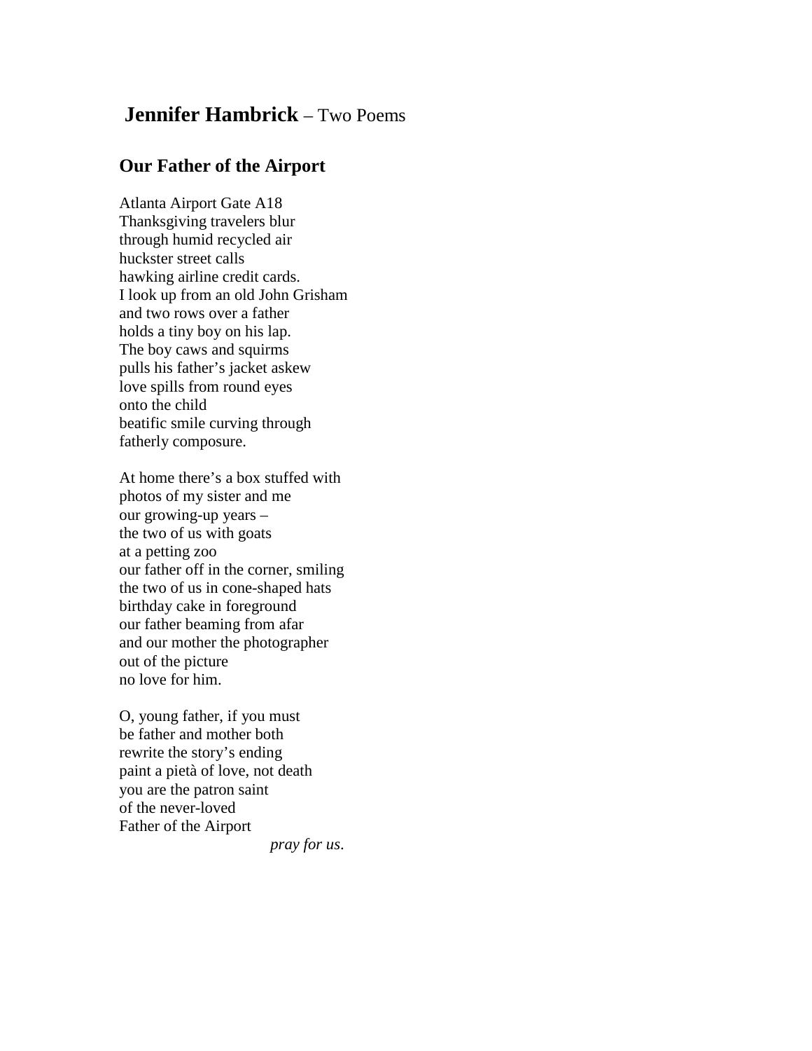# **Jennifer Hambrick** – Two Poems

## Our Father of the Airport

Atlanta Airport Gate A18  
Thanksgiving travelers blur  
through humid recycled air  
huckster street calls  
hawking airline credit cards.  
I look up from an old John Grisham  
and two rows over a father  
holds a tiny boy on his lap.  
The boy caws and squirms  
pulls his father's jacket askew  
love spills from round eyes  
onto the child  
beatific smile curving through  
fatherly composure.

At home there's a box stuffed with  
photos of my sister and me  
our growing-up years –  
the two of us with goats  
at a petting zoo  
our father off in the corner, smiling  
the two of us in cone-shaped hats  
birthday cake in foreground  
our father beaming from afar  
and our mother the photographer  
out of the picture  
no love for him.

O, young father, if you must  
be father and mother both  
rewrite the story's ending  
paint a pietà of love, not death  
you are the patron saint  
of the never-loved  
Father of the Airport  
*pray for us*.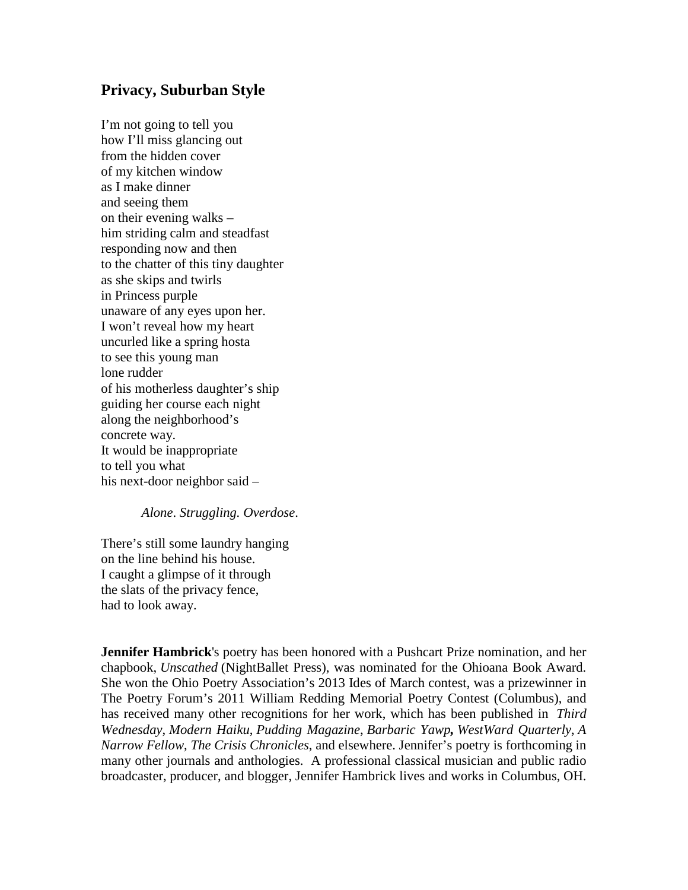## Privacy, Suburban Style

I'm not going to tell you  
how I'll miss glancing out  
from the hidden cover  
of my kitchen window  
as I make dinner  
and seeing them  
on their evening walks –  
him striding calm and steadfast  
responding now and then  
to the chatter of this tiny daughter  
as she skips and twirls  
in Princess purple  
unaware of any eyes upon her.  
I won't reveal how my heart  
uncurled like a spring hosta  
to see this young man  
lone rudder  
of his motherless daughter's ship  
guiding her course each night  
along the neighborhood's  
concrete way.  
It would be inappropriate  
to tell you what  
his next-door neighbor said –

*Alone. Struggling. Overdose.*

There's still some laundry hanging  
on the line behind his house.  
I caught a glimpse of it through  
the slats of the privacy fence,  
had to look away.

**Jennifer Hambrick**'s poetry has been honored with a Pushcart Prize nomination, and her chapbook, *Unscathed* (NightBallet Press), was nominated for the Ohioana Book Award. She won the Ohio Poetry Association's 2013 Ides of March contest, was a prizewinner in The Poetry Forum's 2011 William Redding Memorial Poetry Contest (Columbus), and has received many other recognitions for her work, which has been published in *Third Wednesday*, *Modern Haiku*, *Pudding Magazine*, *Barbaric Yawp*, *WestWard Quarterly*, *A Narrow Fellow*, *The Crisis Chronicles*, and elsewhere. Jennifer's poetry is forthcoming in many other journals and anthologies. A professional classical musician and public radio broadcaster, producer, and blogger, Jennifer Hambrick lives and works in Columbus, OH.